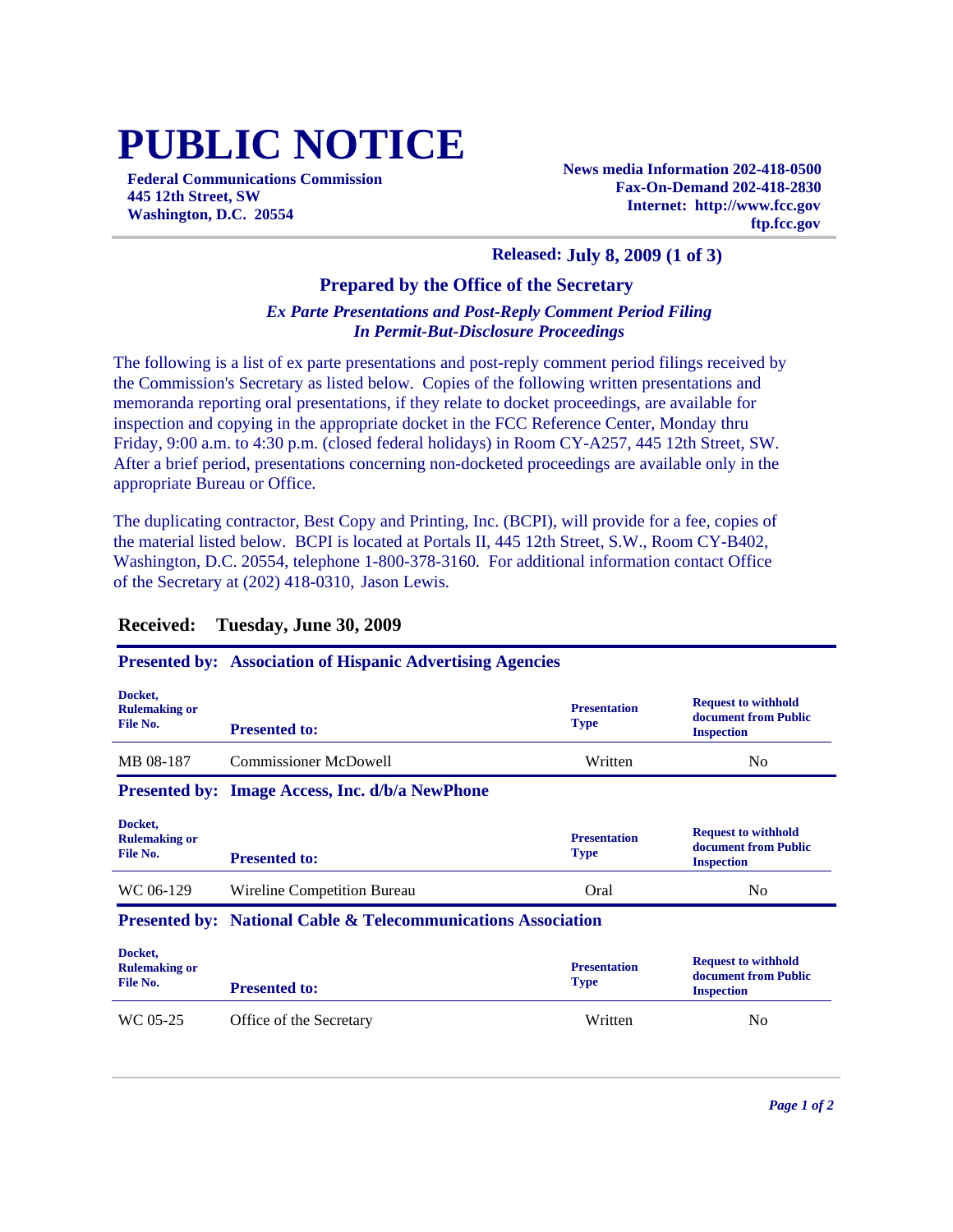# PUBLIC NOTICE

**Federal Communications Commission**
**445 12th Street, SW**
**Washington, D.C. 20554**

**News media Information 202-418-0500**
**Fax-On-Demand 202-418-2830**
**Internet: http://www.fcc.gov**
**ftp.fcc.gov**

**Released: July 8, 2009 (1 of 3)**

### Prepared by the Office of the Secretary

***Ex Parte Presentations and Post-Reply Comment Period Filing In Permit-But-Disclosure Proceedings***

The following is a list of ex parte presentations and post-reply comment period filings received by the Commission's Secretary as listed below. Copies of the following written presentations and memoranda reporting oral presentations, if they relate to docket proceedings, are available for inspection and copying in the appropriate docket in the FCC Reference Center, Monday thru Friday, 9:00 a.m. to 4:30 p.m. (closed federal holidays) in Room CY-A257, 445 12th Street, SW. After a brief period, presentations concerning non-docketed proceedings are available only in the appropriate Bureau or Office.

The duplicating contractor, Best Copy and Printing, Inc. (BCPI), will provide for a fee, copies of the material listed below. BCPI is located at Portals II, 445 12th Street, S.W., Room CY-B402, Washington, D.C. 20554, telephone 1-800-378-3160. For additional information contact Office of the Secretary at (202) 418-0310, Jason Lewis.

## Received: Tuesday, June 30, 2009

**Presented by: Association of Hispanic Advertising Agencies**

| Docket, Rulemaking or File No. | Presented to: | Presentation Type | Request to withhold document from Public Inspection |
|---|---|---|---|
| MB 08-187 | Commissioner McDowell | Written | No |

**Presented by: Image Access, Inc. d/b/a NewPhone**

| Docket, Rulemaking or File No. | Presented to: | Presentation Type | Request to withhold document from Public Inspection |
|---|---|---|---|
| WC 06-129 | Wireline Competition Bureau | Oral | No |

**Presented by: National Cable & Telecommunications Association**

| Docket, Rulemaking or File No. | Presented to: | Presentation Type | Request to withhold document from Public Inspection |
|---|---|---|---|
| WC 05-25 | Office of the Secretary | Written | No |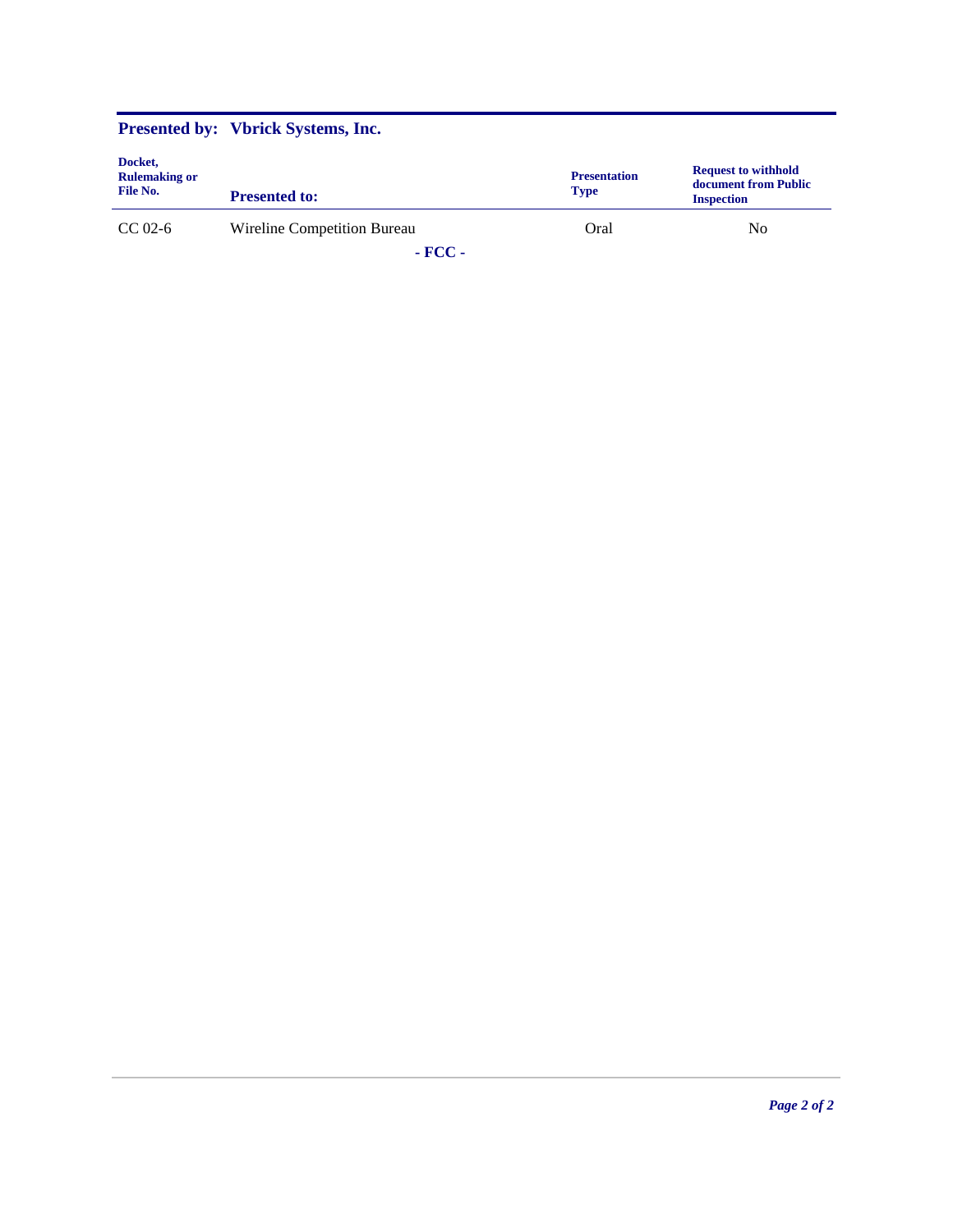## Presented by: Vbrick Systems, Inc.

| Docket, Rulemaking or File No. | Presented to: | Presentation Type | Request to withhold document from Public Inspection |
| --- | --- | --- | --- |
| CC 02-6 | Wireline Competition Bureau | Oral | No |

**- FCC -**